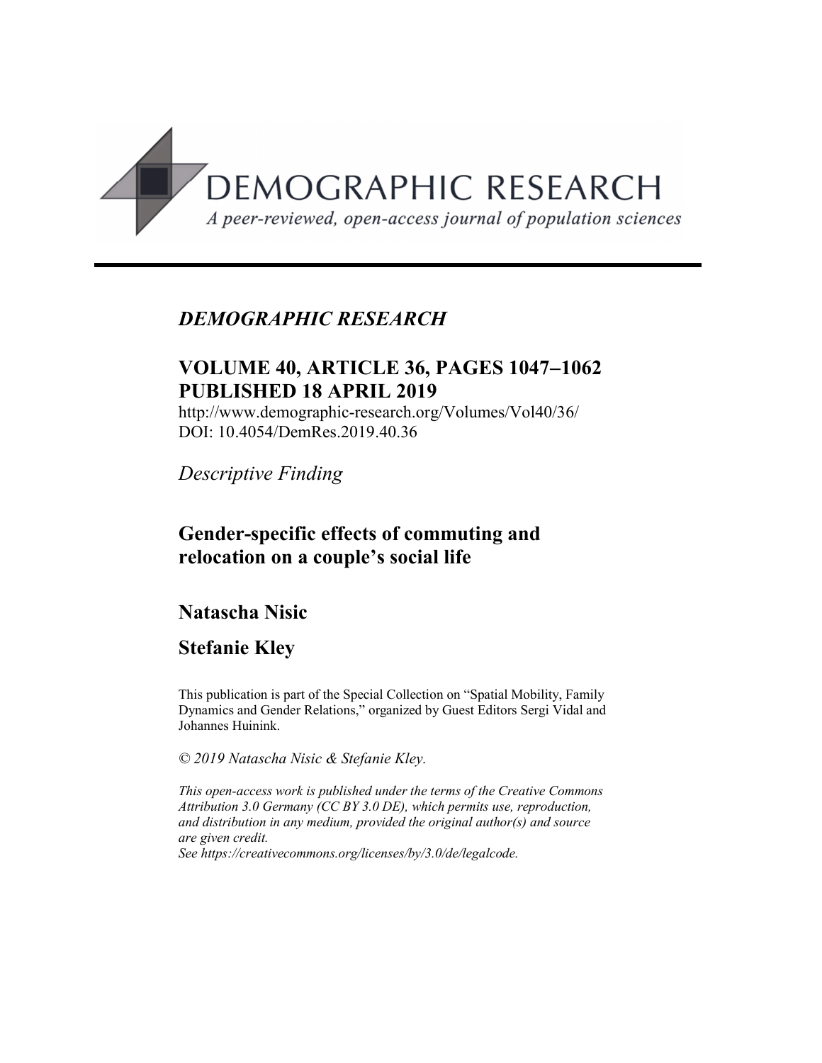# DEMOGRAPHIC RESEARCH

*A peer-reviewed, open-access journal of population sciences*

---

*DEMOGRAPHIC RESEARCH*

**VOLUME 40, ARTICLE 36, PAGES 1047–1062**
**PUBLISHED 18 APRIL 2019**

http://www.demographic-research.org/Volumes/Vol40/36/
DOI: 10.4054/DemRes.2019.40.36

*Descriptive Finding*

## Gender-specific effects of commuting and relocation on a couple's social life

**Natascha Nisic**

**Stefanie Kley**

This publication is part of the Special Collection on "Spatial Mobility, Family Dynamics and Gender Relations," organized by Guest Editors Sergi Vidal and Johannes Huinink.

*© 2019 Natascha Nisic & Stefanie Kley.*

*This open-access work is published under the terms of the Creative Commons Attribution 3.0 Germany (CC BY 3.0 DE), which permits use, reproduction, and distribution in any medium, provided the original author(s) and source are given credit.*
*See https://creativecommons.org/licenses/by/3.0/de/legalcode.*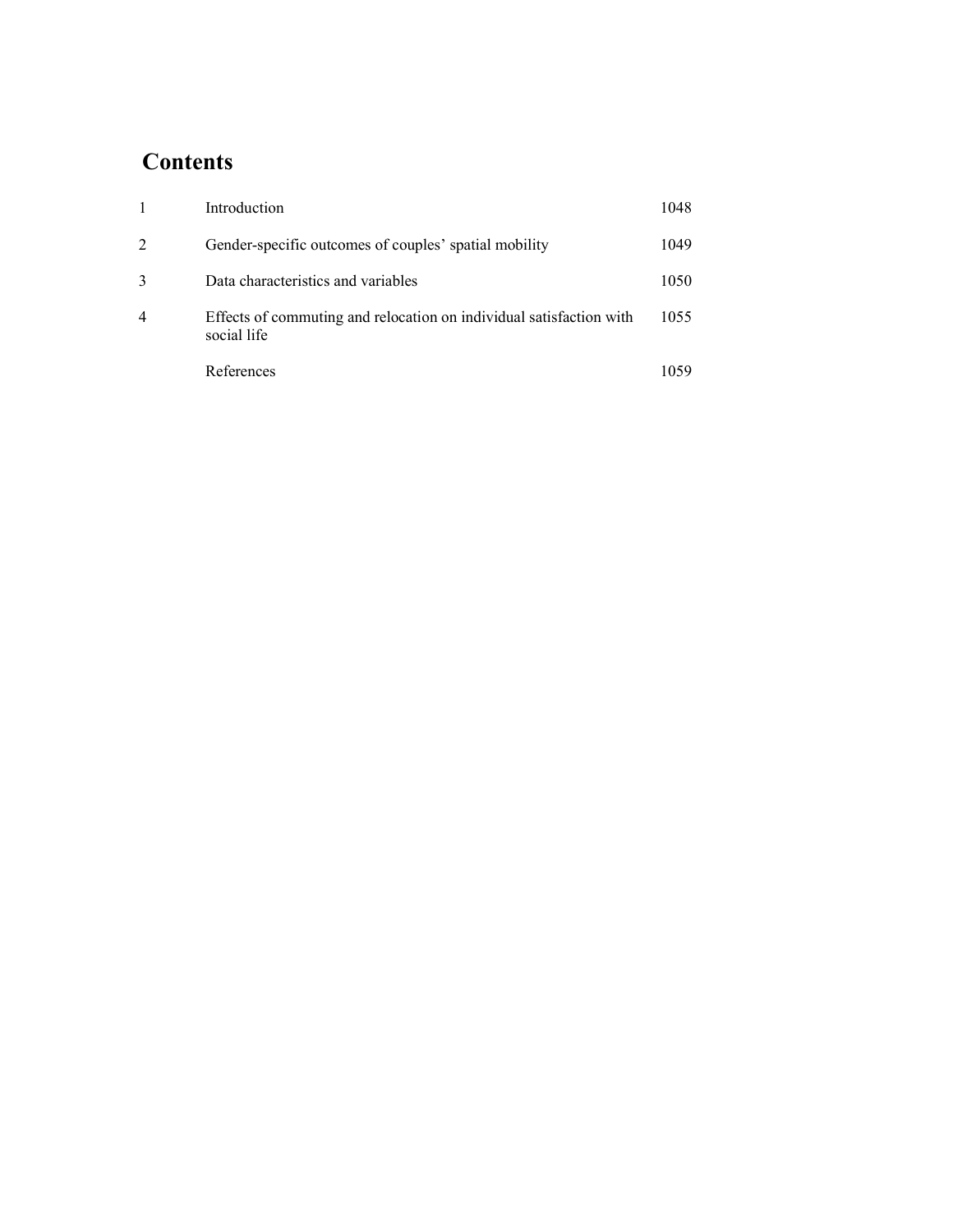# Contents

| | | |
|---|---|---|
| 1 | Introduction | 1048 |
| 2 | Gender-specific outcomes of couples' spatial mobility | 1049 |
| 3 | Data characteristics and variables | 1050 |
| 4 | Effects of commuting and relocation on individual satisfaction with social life | 1055 |
| | References | 1059 |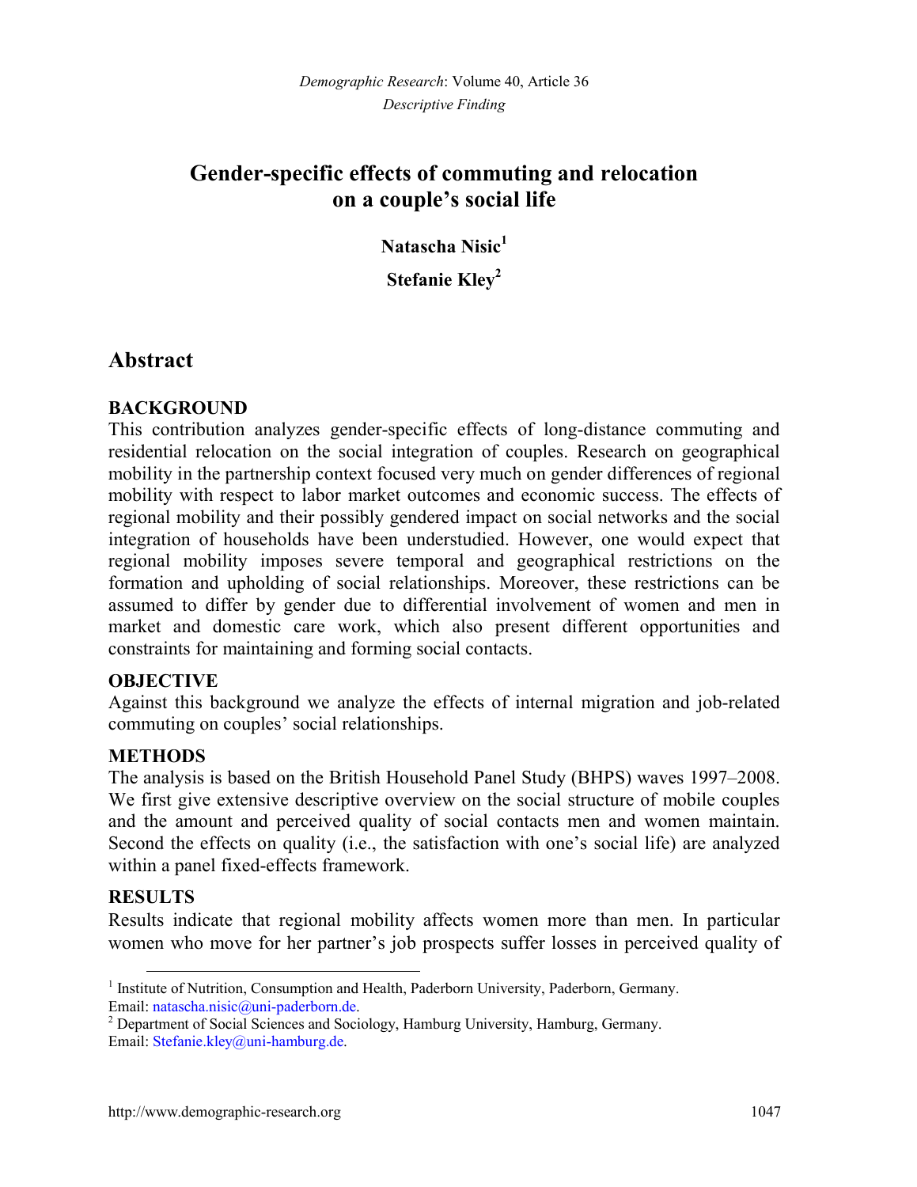*Descriptive Finding*

# Gender-specific effects of commuting and relocation on a couple's social life

**Natascha Nisic**[1]

**Stefanie Kley**[2]

## Abstract

### BACKGROUND

This contribution analyzes gender-specific effects of long-distance commuting and residential relocation on the social integration of couples. Research on geographical mobility in the partnership context focused very much on gender differences of regional mobility with respect to labor market outcomes and economic success. The effects of regional mobility and their possibly gendered impact on social networks and the social integration of households have been understudied. However, one would expect that regional mobility imposes severe temporal and geographical restrictions on the formation and upholding of social relationships. Moreover, these restrictions can be assumed to differ by gender due to differential involvement of women and men in market and domestic care work, which also present different opportunities and constraints for maintaining and forming social contacts.

### OBJECTIVE

Against this background we analyze the effects of internal migration and job-related commuting on couples' social relationships.

### METHODS

The analysis is based on the British Household Panel Study (BHPS) waves 1997–2008. We first give extensive descriptive overview on the social structure of mobile couples and the amount and perceived quality of social contacts men and women maintain. Second the effects on quality (i.e., the satisfaction with one's social life) are analyzed within a panel fixed-effects framework.

### RESULTS

Results indicate that regional mobility affects women more than men. In particular women who move for her partner's job prospects suffer losses in perceived quality of

[1] Institute of Nutrition, Consumption and Health, Paderborn University, Paderborn, Germany. Email: natascha.nisic@uni-paderborn.de.

[2] Department of Social Sciences and Sociology, Hamburg University, Hamburg, Germany. Email: Stefanie.kley@uni-hamburg.de.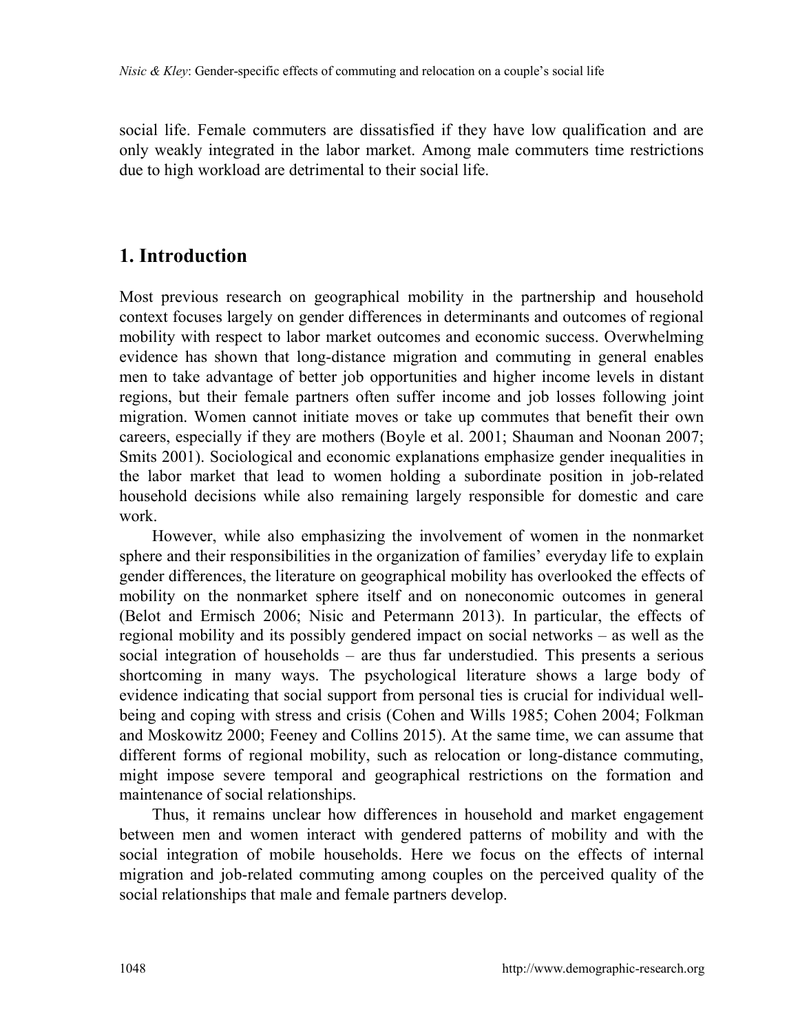social life. Female commuters are dissatisfied if they have low qualification and are only weakly integrated in the labor market. Among male commuters time restrictions due to high workload are detrimental to their social life.

## 1. Introduction

Most previous research on geographical mobility in the partnership and household context focuses largely on gender differences in determinants and outcomes of regional mobility with respect to labor market outcomes and economic success. Overwhelming evidence has shown that long-distance migration and commuting in general enables men to take advantage of better job opportunities and higher income levels in distant regions, but their female partners often suffer income and job losses following joint migration. Women cannot initiate moves or take up commutes that benefit their own careers, especially if they are mothers (Boyle et al. 2001; Shauman and Noonan 2007; Smits 2001). Sociological and economic explanations emphasize gender inequalities in the labor market that lead to women holding a subordinate position in job-related household decisions while also remaining largely responsible for domestic and care work.

However, while also emphasizing the involvement of women in the nonmarket sphere and their responsibilities in the organization of families' everyday life to explain gender differences, the literature on geographical mobility has overlooked the effects of mobility on the nonmarket sphere itself and on noneconomic outcomes in general (Belot and Ermisch 2006; Nisic and Petermann 2013). In particular, the effects of regional mobility and its possibly gendered impact on social networks – as well as the social integration of households – are thus far understudied. This presents a serious shortcoming in many ways. The psychological literature shows a large body of evidence indicating that social support from personal ties is crucial for individual well-being and coping with stress and crisis (Cohen and Wills 1985; Cohen 2004; Folkman and Moskowitz 2000; Feeney and Collins 2015). At the same time, we can assume that different forms of regional mobility, such as relocation or long-distance commuting, might impose severe temporal and geographical restrictions on the formation and maintenance of social relationships.

Thus, it remains unclear how differences in household and market engagement between men and women interact with gendered patterns of mobility and with the social integration of mobile households. Here we focus on the effects of internal migration and job-related commuting among couples on the perceived quality of the social relationships that male and female partners develop.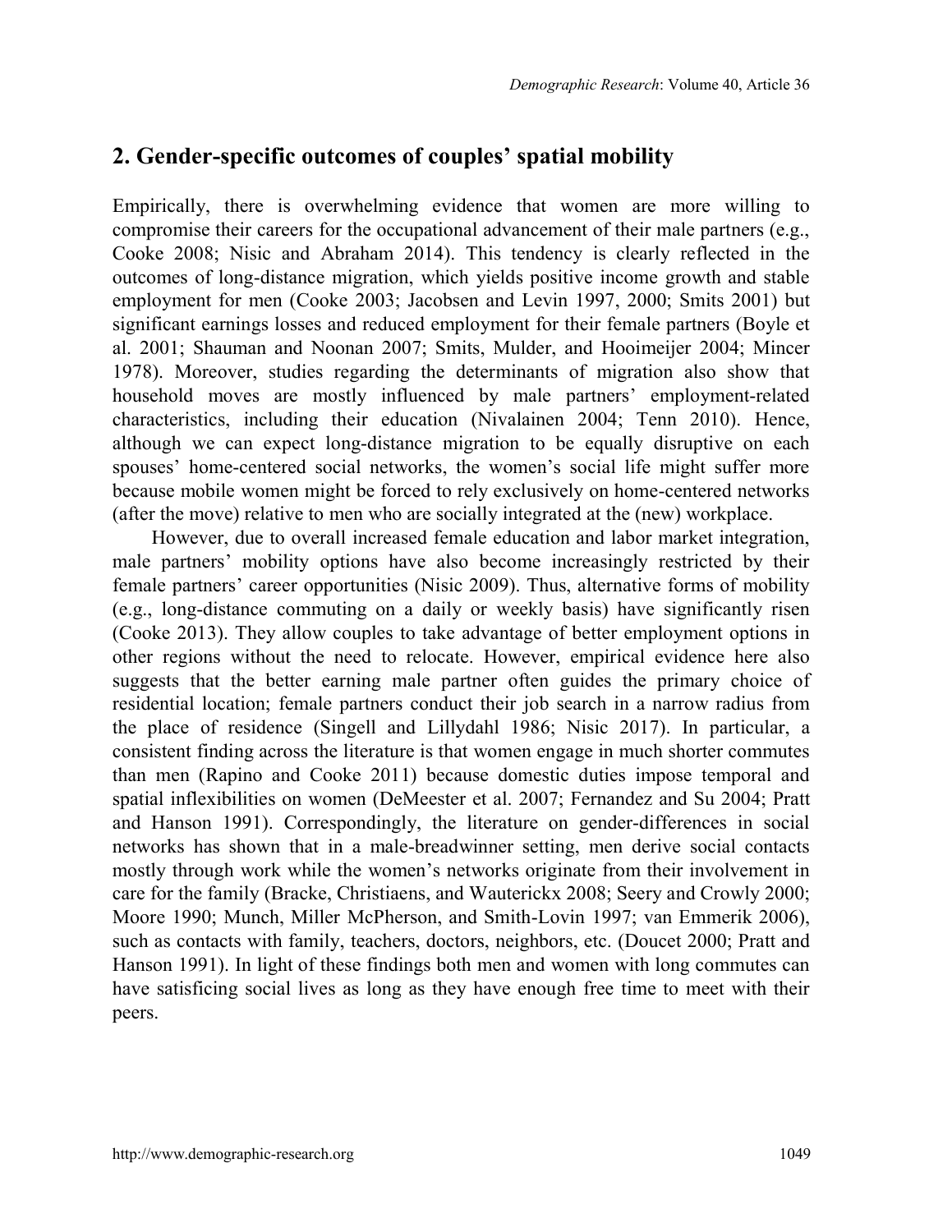## 2. Gender-specific outcomes of couples' spatial mobility

Empirically, there is overwhelming evidence that women are more willing to compromise their careers for the occupational advancement of their male partners (e.g., Cooke 2008; Nisic and Abraham 2014). This tendency is clearly reflected in the outcomes of long-distance migration, which yields positive income growth and stable employment for men (Cooke 2003; Jacobsen and Levin 1997, 2000; Smits 2001) but significant earnings losses and reduced employment for their female partners (Boyle et al. 2001; Shauman and Noonan 2007; Smits, Mulder, and Hooimeijer 2004; Mincer 1978). Moreover, studies regarding the determinants of migration also show that household moves are mostly influenced by male partners' employment-related characteristics, including their education (Nivalainen 2004; Tenn 2010). Hence, although we can expect long-distance migration to be equally disruptive on each spouses' home-centered social networks, the women's social life might suffer more because mobile women might be forced to rely exclusively on home-centered networks (after the move) relative to men who are socially integrated at the (new) workplace.

However, due to overall increased female education and labor market integration, male partners' mobility options have also become increasingly restricted by their female partners' career opportunities (Nisic 2009). Thus, alternative forms of mobility (e.g., long-distance commuting on a daily or weekly basis) have significantly risen (Cooke 2013). They allow couples to take advantage of better employment options in other regions without the need to relocate. However, empirical evidence here also suggests that the better earning male partner often guides the primary choice of residential location; female partners conduct their job search in a narrow radius from the place of residence (Singell and Lillydahl 1986; Nisic 2017). In particular, a consistent finding across the literature is that women engage in much shorter commutes than men (Rapino and Cooke 2011) because domestic duties impose temporal and spatial inflexibilities on women (DeMeester et al. 2007; Fernandez and Su 2004; Pratt and Hanson 1991). Correspondingly, the literature on gender-differences in social networks has shown that in a male-breadwinner setting, men derive social contacts mostly through work while the women's networks originate from their involvement in care for the family (Bracke, Christiaens, and Wauterickx 2008; Seery and Crowly 2000; Moore 1990; Munch, Miller McPherson, and Smith-Lovin 1997; van Emmerik 2006), such as contacts with family, teachers, doctors, neighbors, etc. (Doucet 2000; Pratt and Hanson 1991). In light of these findings both men and women with long commutes can have satisficing social lives as long as they have enough free time to meet with their peers.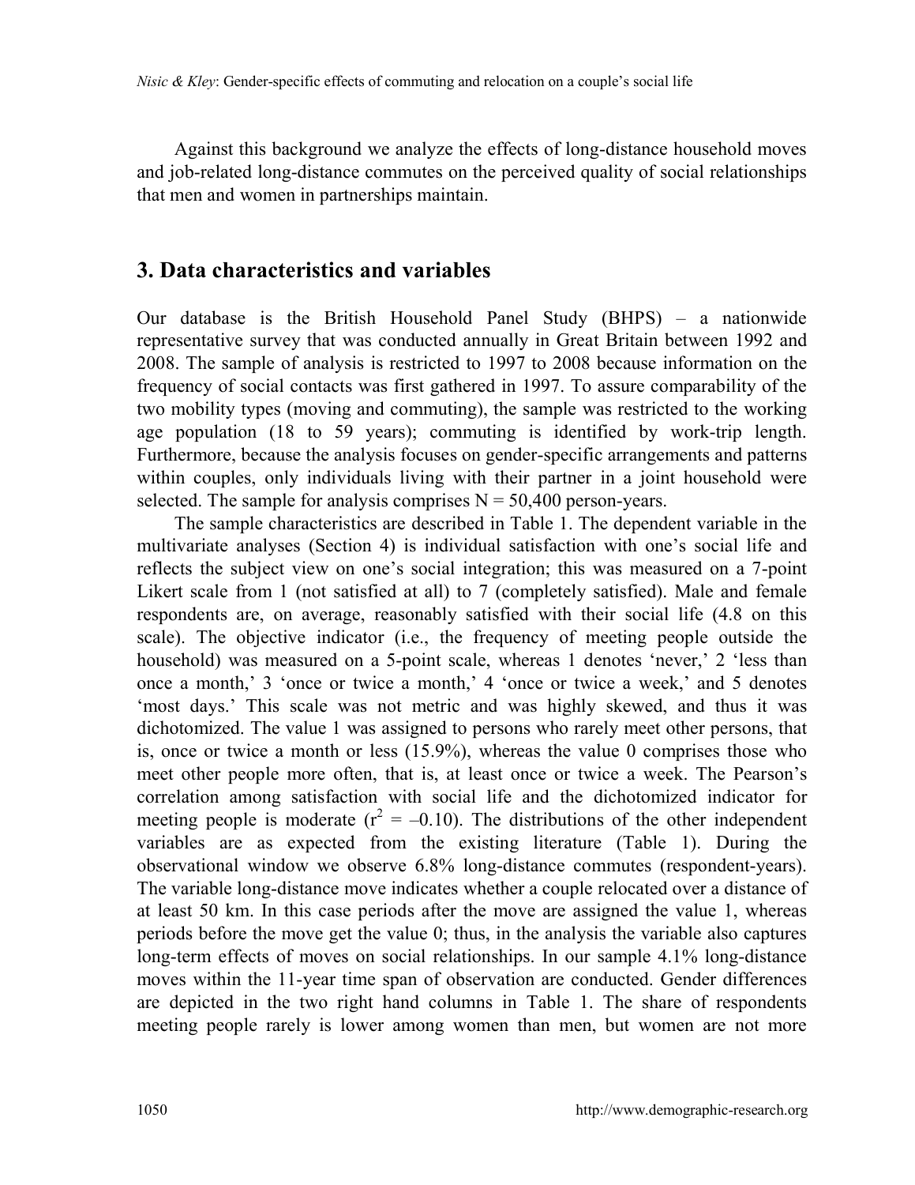Against this background we analyze the effects of long-distance household moves and job-related long-distance commutes on the perceived quality of social relationships that men and women in partnerships maintain.

## 3. Data characteristics and variables

Our database is the British Household Panel Study (BHPS) – a nationwide representative survey that was conducted annually in Great Britain between 1992 and 2008. The sample of analysis is restricted to 1997 to 2008 because information on the frequency of social contacts was first gathered in 1997. To assure comparability of the two mobility types (moving and commuting), the sample was restricted to the working age population (18 to 59 years); commuting is identified by work-trip length. Furthermore, because the analysis focuses on gender-specific arrangements and patterns within couples, only individuals living with their partner in a joint household were selected. The sample for analysis comprises N = 50,400 person-years.

The sample characteristics are described in Table 1. The dependent variable in the multivariate analyses (Section 4) is individual satisfaction with one's social life and reflects the subject view on one's social integration; this was measured on a 7-point Likert scale from 1 (not satisfied at all) to 7 (completely satisfied). Male and female respondents are, on average, reasonably satisfied with their social life (4.8 on this scale). The objective indicator (i.e., the frequency of meeting people outside the household) was measured on a 5-point scale, whereas 1 denotes 'never,' 2 'less than once a month,' 3 'once or twice a month,' 4 'once or twice a week,' and 5 denotes 'most days.' This scale was not metric and was highly skewed, and thus it was dichotomized. The value 1 was assigned to persons who rarely meet other persons, that is, once or twice a month or less (15.9%), whereas the value 0 comprises those who meet other people more often, that is, at least once or twice a week. The Pearson's correlation among satisfaction with social life and the dichotomized indicator for meeting people is moderate ($r^2 = -0.10$). The distributions of the other independent variables are as expected from the existing literature (Table 1). During the observational window we observe 6.8% long-distance commutes (respondent-years). The variable long-distance move indicates whether a couple relocated over a distance of at least 50 km. In this case periods after the move are assigned the value 1, whereas periods before the move get the value 0; thus, in the analysis the variable also captures long-term effects of moves on social relationships. In our sample 4.1% long-distance moves within the 11-year time span of observation are conducted. Gender differences are depicted in the two right hand columns in Table 1. The share of respondents meeting people rarely is lower among women than men, but women are not more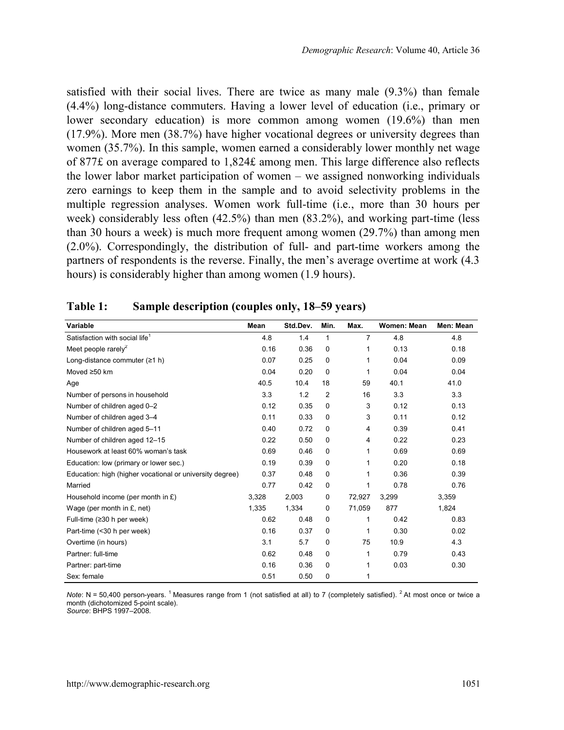satisfied with their social lives. There are twice as many male (9.3%) than female (4.4%) long-distance commuters. Having a lower level of education (i.e., primary or lower secondary education) is more common among women (19.6%) than men (17.9%). More men (38.7%) have higher vocational degrees or university degrees than women (35.7%). In this sample, women earned a considerably lower monthly net wage of 877£ on average compared to 1,824£ among men. This large difference also reflects the lower labor market participation of women – we assigned nonworking individuals zero earnings to keep them in the sample and to avoid selectivity problems in the multiple regression analyses. Women work full-time (i.e., more than 30 hours per week) considerably less often (42.5%) than men (83.2%), and working part-time (less than 30 hours a week) is much more frequent among women (29.7%) than among men (2.0%). Correspondingly, the distribution of full- and part-time workers among the partners of respondents is the reverse. Finally, the men's average overtime at work (4.3 hours) is considerably higher than among women (1.9 hours).

**Table 1: Sample description (couples only, 18–59 years)**

| Variable | Mean | Std.Dev. | Min. | Max. | Women: Mean | Men: Mean |
|---|---|---|---|---|---|---|
| Satisfaction with social life[1] | 4.8 | 1.4 | 1 | 7 | 4.8 | 4.8 |
| Meet people rarely[2] | 0.16 | 0.36 | 0 | 1 | 0.13 | 0.18 |
| Long-distance commuter (≥1 h) | 0.07 | 0.25 | 0 | 1 | 0.04 | 0.09 |
| Moved ≥50 km | 0.04 | 0.20 | 0 | 1 | 0.04 | 0.04 |
| Age | 40.5 | 10.4 | 18 | 59 | 40.1 | 41.0 |
| Number of persons in household | 3.3 | 1.2 | 2 | 16 | 3.3 | 3.3 |
| Number of children aged 0–2 | 0.12 | 0.35 | 0 | 3 | 0.12 | 0.13 |
| Number of children aged 3–4 | 0.11 | 0.33 | 0 | 3 | 0.11 | 0.12 |
| Number of children aged 5–11 | 0.40 | 0.72 | 0 | 4 | 0.39 | 0.41 |
| Number of children aged 12–15 | 0.22 | 0.50 | 0 | 4 | 0.22 | 0.23 |
| Housework at least 60% woman's task | 0.69 | 0.46 | 0 | 1 | 0.69 | 0.69 |
| Education: low (primary or lower sec.) | 0.19 | 0.39 | 0 | 1 | 0.20 | 0.18 |
| Education: high (higher vocational or university degree) | 0.37 | 0.48 | 0 | 1 | 0.36 | 0.39 |
| Married | 0.77 | 0.42 | 0 | 1 | 0.78 | 0.76 |
| Household income (per month in £) | 3,328 | 2,003 | 0 | 72,927 | 3,299 | 3,359 |
| Wage (per month in £, net) | 1,335 | 1,334 | 0 | 71,059 | 877 | 1,824 |
| Full-time (≥30 h per week) | 0.62 | 0.48 | 0 | 1 | 0.42 | 0.83 |
| Part-time (<30 h per week) | 0.16 | 0.37 | 0 | 1 | 0.30 | 0.02 |
| Overtime (in hours) | 3.1 | 5.7 | 0 | 75 | 10.9 | 4.3 |
| Partner: full-time | 0.62 | 0.48 | 0 | 1 | 0.79 | 0.43 |
| Partner: part-time | 0.16 | 0.36 | 0 | 1 | 0.03 | 0.30 |
| Sex: female | 0.51 | 0.50 | 0 | 1 | | |

*Note*: N = 50,400 person-years. [1] Measures range from 1 (not satisfied at all) to 7 (completely satisfied). [2] At most once or twice a month (dichotomized 5-point scale).
*Source*: BHPS 1997–2008.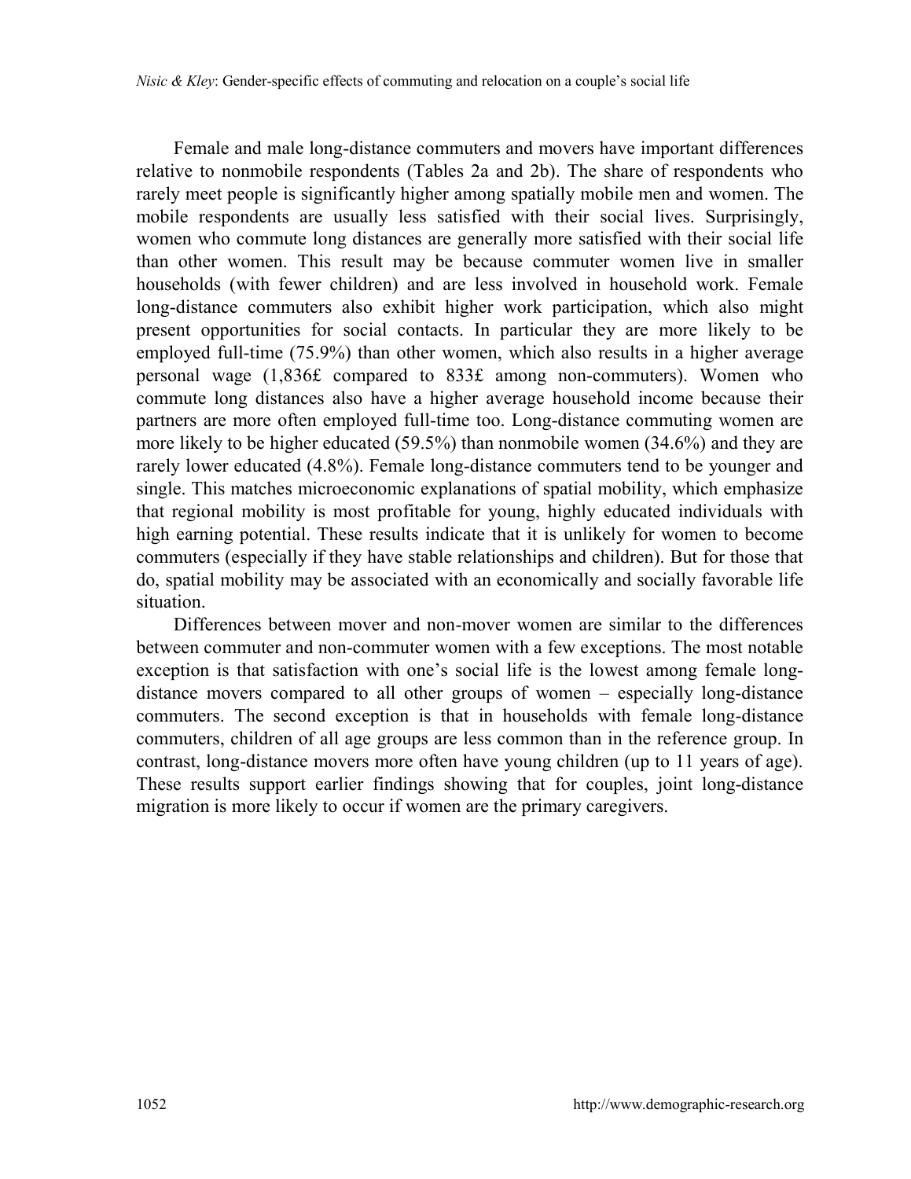Female and male long-distance commuters and movers have important differences relative to nonmobile respondents (Tables 2a and 2b). The share of respondents who rarely meet people is significantly higher among spatially mobile men and women. The mobile respondents are usually less satisfied with their social lives. Surprisingly, women who commute long distances are generally more satisfied with their social life than other women. This result may be because commuter women live in smaller households (with fewer children) and are less involved in household work. Female long-distance commuters also exhibit higher work participation, which also might present opportunities for social contacts. In particular they are more likely to be employed full-time (75.9%) than other women, which also results in a higher average personal wage (1,836£ compared to 833£ among non-commuters). Women who commute long distances also have a higher average household income because their partners are more often employed full-time too. Long-distance commuting women are more likely to be higher educated (59.5%) than nonmobile women (34.6%) and they are rarely lower educated (4.8%). Female long-distance commuters tend to be younger and single. This matches microeconomic explanations of spatial mobility, which emphasize that regional mobility is most profitable for young, highly educated individuals with high earning potential. These results indicate that it is unlikely for women to become commuters (especially if they have stable relationships and children). But for those that do, spatial mobility may be associated with an economically and socially favorable life situation.

Differences between mover and non-mover women are similar to the differences between commuter and non-commuter women with a few exceptions. The most notable exception is that satisfaction with one's social life is the lowest among female long-distance movers compared to all other groups of women – especially long-distance commuters. The second exception is that in households with female long-distance commuters, children of all age groups are less common than in the reference group. In contrast, long-distance movers more often have young children (up to 11 years of age). These results support earlier findings showing that for couples, joint long-distance migration is more likely to occur if women are the primary caregivers.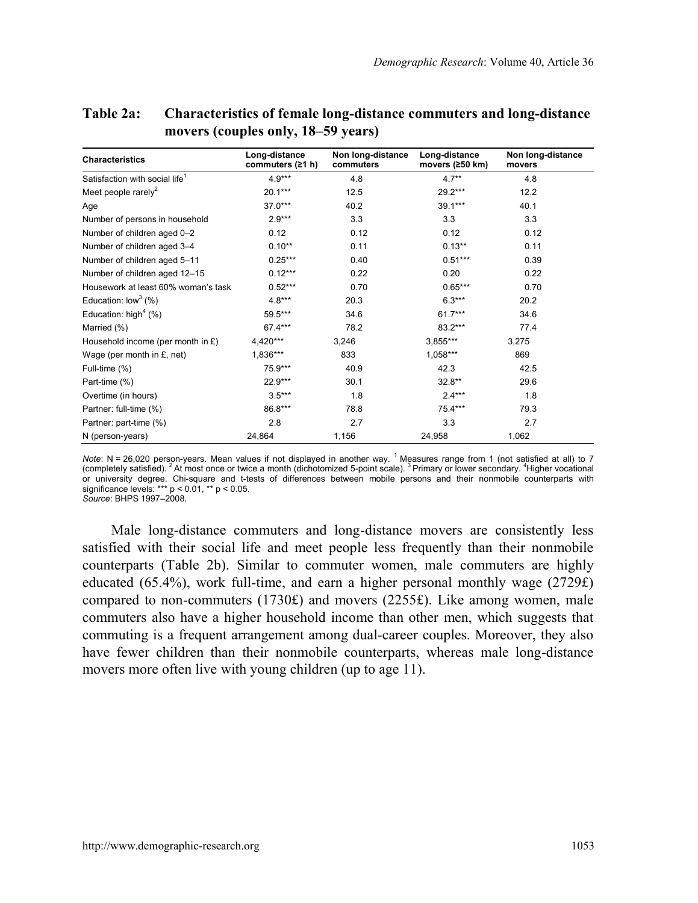**Table 2a: Characteristics of female long-distance commuters and long-distance movers (couples only, 18–59 years)**

| Characteristics | Long-distance commuters (≥1 h) | Non long-distance commuters | Long-distance movers (≥50 km) | Non long-distance movers |
|---|---|---|---|---|
| Satisfaction with social life[1] | 4.9*** | 4.8 | 4.7** | 4.8 |
| Meet people rarely[2] | 20.1*** | 12.5 | 29.2*** | 12.2 |
| Age | 37.0*** | 40.2 | 39.1*** | 40.1 |
| Number of persons in household | 2.9*** | 3.3 | 3.3 | 3.3 |
| Number of children aged 0–2 | 0.12 | 0.12 | 0.12 | 0.12 |
| Number of children aged 3–4 | 0.10** | 0.11 | 0.13** | 0.11 |
| Number of children aged 5–11 | 0.25*** | 0.40 | 0.51*** | 0.39 |
| Number of children aged 12–15 | 0.12*** | 0.22 | 0.20 | 0.22 |
| Housework at least 60% woman's task | 0.52*** | 0.70 | 0.65*** | 0.70 |
| Education: low[3] (%) | 4.8*** | 20.3 | 6.3*** | 20.2 |
| Education: high[4] (%) | 59.5*** | 34.6 | 61.7*** | 34.6 |
| Married (%) | 67.4*** | 78.2 | 83.2*** | 77.4 |
| Household income (per month in £) | 4,420*** | 3,246 | 3,855*** | 3,275 |
| Wage (per month in £, net) | 1,836*** | 833 | 1,058*** | 869 |
| Full-time (%) | 75.9*** | 40.9 | 42.3 | 42.5 |
| Part-time (%) | 22.9*** | 30.1 | 32.8** | 29.6 |
| Overtime (in hours) | 3.5*** | 1.8 | 2.4*** | 1.8 |
| Partner: full-time (%) | 86.8*** | 78.8 | 75.4*** | 79.3 |
| Partner: part-time (%) | 2.8 | 2.7 | 3.3 | 2.7 |
| N (person-years) | 24,864 | 1,156 | 24,958 | 1,062 |

*Note*: N = 26,020 person-years. Mean values if not displayed in another way. [1] Measures range from 1 (not satisfied at all) to 7 (completely satisfied). [2] At most once or twice a month (dichotomized 5-point scale). [3] Primary or lower secondary. [4] Higher vocational or university degree. Chi-square and t-tests of differences between mobile persons and their nonmobile counterparts with significance levels: *** $p < 0.01$, ** $p < 0.05$.
*Source*: BHPS 1997–2008.

Male long-distance commuters and long-distance movers are consistently less satisfied with their social life and meet people less frequently than their nonmobile counterparts (Table 2b). Similar to commuter women, male commuters are highly educated (65.4%), work full-time, and earn a higher personal monthly wage (2729£) compared to non-commuters (1730£) and movers (2255£). Like among women, male commuters also have a higher household income than other men, which suggests that commuting is a frequent arrangement among dual-career couples. Moreover, they also have fewer children than their nonmobile counterparts, whereas male long-distance movers more often live with young children (up to age 11).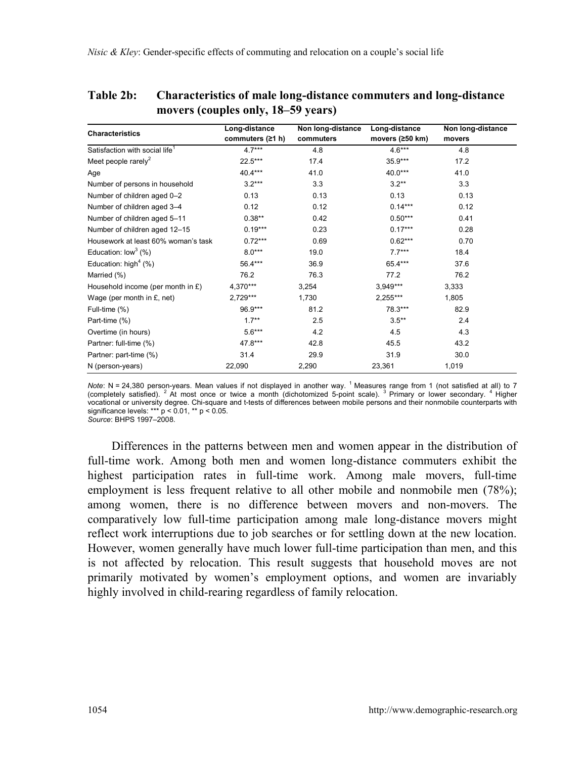**Table 2b: Characteristics of male long-distance commuters and long-distance movers (couples only, 18–59 years)**

| Characteristics | Long-distance commuters (≥1 h) | Non long-distance commuters | Long-distance movers (≥50 km) | Non long-distance movers |
|---|---|---|---|---|
| Satisfaction with social life[1] | 4.7*** | 4.8 | 4.6*** | 4.8 |
| Meet people rarely[2] | 22.5*** | 17.4 | 35.9*** | 17.2 |
| Age | 40.4*** | 41.0 | 40.0*** | 41.0 |
| Number of persons in household | 3.2*** | 3.3 | 3.2** | 3.3 |
| Number of children aged 0–2 | 0.13 | 0.13 | 0.13 | 0.13 |
| Number of children aged 3–4 | 0.12 | 0.12 | 0.14*** | 0.12 |
| Number of children aged 5–11 | 0.38** | 0.42 | 0.50*** | 0.41 |
| Number of children aged 12–15 | 0.19*** | 0.23 | 0.17*** | 0.28 |
| Housework at least 60% woman's task | 0.72*** | 0.69 | 0.62*** | 0.70 |
| Education: low[3] (%) | 8.0*** | 19.0 | 7.7*** | 18.4 |
| Education: high[4] (%) | 56.4*** | 36.9 | 65.4*** | 37.6 |
| Married (%) | 76.2 | 76.3 | 77.2 | 76.2 |
| Household income (per month in £) | 4,370*** | 3,254 | 3,949*** | 3,333 |
| Wage (per month in £, net) | 2,729*** | 1,730 | 2,255*** | 1,805 |
| Full-time (%) | 96.9*** | 81.2 | 78.3*** | 82.9 |
| Part-time (%) | 1.7** | 2.5 | 3.5** | 2.4 |
| Overtime (in hours) | 5.6*** | 4.2 | 4.5 | 4.3 |
| Partner: full-time (%) | 47.8*** | 42.8 | 45.5 | 43.2 |
| Partner: part-time (%) | 31.4 | 29.9 | 31.9 | 30.0 |
| N (person-years) | 22,090 | 2,290 | 23,361 | 1,019 |

*Note*: N = 24,380 person-years. Mean values if not displayed in another way. [1] Measures range from 1 (not satisfied at all) to 7 (completely satisfied). [2] At most once or twice a month (dichotomized 5-point scale). [3] Primary or lower secondary. [4] Higher vocational or university degree. Chi-square and t-tests of differences between mobile persons and their nonmobile counterparts with significance levels: *** $p < 0.01$, ** $p < 0.05$.
*Source*: BHPS 1997–2008.

Differences in the patterns between men and women appear in the distribution of full-time work. Among both men and women long-distance commuters exhibit the highest participation rates in full-time work. Among male movers, full-time employment is less frequent relative to all other mobile and nonmobile men (78%); among women, there is no difference between movers and non-movers. The comparatively low full-time participation among male long-distance movers might reflect work interruptions due to job searches or for settling down at the new location. However, women generally have much lower full-time participation than men, and this is not affected by relocation. This result suggests that household moves are not primarily motivated by women's employment options, and women are invariably highly involved in child-rearing regardless of family relocation.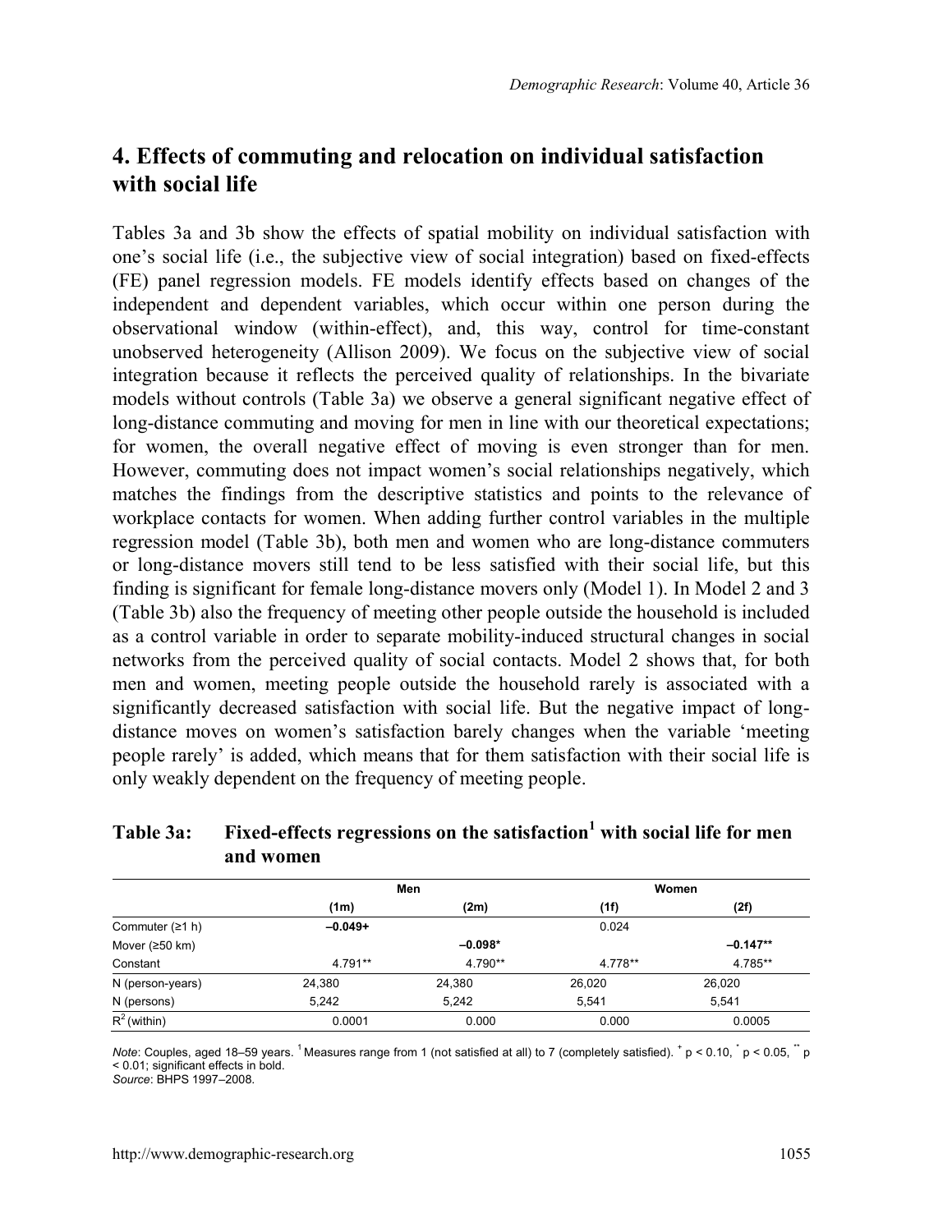## 4. Effects of commuting and relocation on individual satisfaction with social life

Tables 3a and 3b show the effects of spatial mobility on individual satisfaction with one's social life (i.e., the subjective view of social integration) based on fixed-effects (FE) panel regression models. FE models identify effects based on changes of the independent and dependent variables, which occur within one person during the observational window (within-effect), and, this way, control for time-constant unobserved heterogeneity (Allison 2009). We focus on the subjective view of social integration because it reflects the perceived quality of relationships. In the bivariate models without controls (Table 3a) we observe a general significant negative effect of long-distance commuting and moving for men in line with our theoretical expectations; for women, the overall negative effect of moving is even stronger than for men. However, commuting does not impact women's social relationships negatively, which matches the findings from the descriptive statistics and points to the relevance of workplace contacts for women. When adding further control variables in the multiple regression model (Table 3b), both men and women who are long-distance commuters or long-distance movers still tend to be less satisfied with their social life, but this finding is significant for female long-distance movers only (Model 1). In Model 2 and 3 (Table 3b) also the frequency of meeting other people outside the household is included as a control variable in order to separate mobility-induced structural changes in social networks from the perceived quality of social contacts. Model 2 shows that, for both men and women, meeting people outside the household rarely is associated with a significantly decreased satisfaction with social life. But the negative impact of long-distance moves on women's satisfaction barely changes when the variable 'meeting people rarely' is added, which means that for them satisfaction with their social life is only weakly dependent on the frequency of meeting people.

**Table 3a: Fixed-effects regressions on the satisfaction[1] with social life for men and women**

| | Men | | Women | |
|---|---|---|---|---|
| | (1m) | (2m) | (1f) | (2f) |
| Commuter (≥1 h) | **–0.049+** | | 0.024 | |
| Mover (≥50 km) | | **–0.098*** | | **–0.147**** |
| Constant | 4.791** | 4.790** | 4.778** | 4.785** |
| N (person-years) | 24,380 | 24,380 | 26,020 | 26,020 |
| N (persons) | 5,242 | 5,242 | 5,541 | 5,541 |
| $R^2$ (within) | 0.0001 | 0.000 | 0.000 | 0.0005 |

*Note*: Couples, aged 18–59 years. [1] Measures range from 1 (not satisfied at all) to 7 (completely satisfied). + $p < 0.10$, * $p < 0.05$, ** $p < 0.01$; significant effects in bold.
*Source*: BHPS 1997–2008.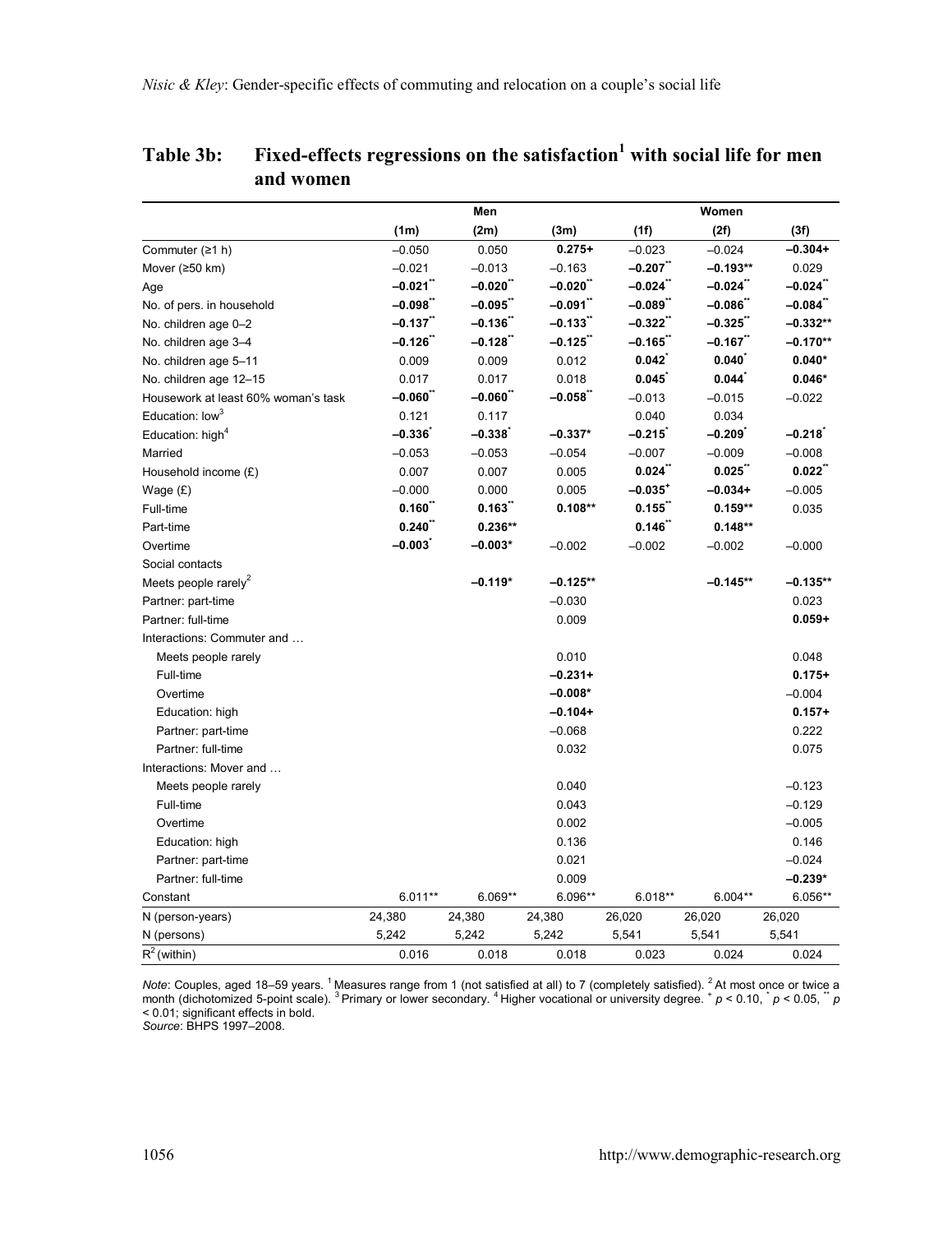**Table 3b: Fixed-effects regressions on the satisfaction[1] with social life for men and women**

| | Men | | | Women | | |
|---|---|---|---|---|---|---|
| | (1m) | (2m) | (3m) | (1f) | (2f) | (3f) |
| Commuter (≥1 h) | –0.050 | 0.050 | **0.275+** | –0.023 | –0.024 | **–0.304+** |
| Mover (≥50 km) | –0.021 | –0.013 | –0.163 | **–0.207\*\*** | **–0.193\*\*** | 0.029 |
| Age | **–0.021\*\*** | **–0.020\*\*** | **–0.020\*\*** | **–0.024\*\*** | **–0.024\*\*** | **–0.024\*\*** |
| No. of pers. in household | **–0.098\*\*** | **–0.095\*\*** | **–0.091\*\*** | **–0.089\*\*** | **–0.086\*\*** | **–0.084\*\*** |
| No. children age 0–2 | **–0.137\*\*** | **–0.136\*\*** | **–0.133\*\*** | **–0.322\*\*** | **–0.325\*\*** | **–0.332\*\*** |
| No. children age 3–4 | **–0.126\*\*** | **–0.128\*\*** | **–0.125\*\*** | **–0.165\*\*** | **–0.167\*\*** | **–0.170\*\*** |
| No. children age 5–11 | 0.009 | 0.009 | 0.012 | **0.042\*** | **0.040\*** | **0.040\*** |
| No. children age 12–15 | 0.017 | 0.017 | 0.018 | **0.045\*** | **0.044\*** | **0.046\*** |
| Housework at least 60% woman's task | **–0.060\*\*** | **–0.060\*\*** | **–0.058\*\*** | –0.013 | –0.015 | –0.022 |
| Education: low[3] | 0.121 | 0.117 | | 0.040 | 0.034 | |
| Education: high[4] | **–0.336\*** | **–0.338\*** | **–0.337\*** | **–0.215\*** | **–0.209\*** | **–0.218\*** |
| Married | –0.053 | –0.053 | –0.054 | –0.007 | –0.009 | –0.008 |
| Household income (£) | 0.007 | 0.007 | 0.005 | **0.024\*\*** | **0.025\*\*** | **0.022\*\*** |
| Wage (£) | –0.000 | 0.000 | 0.005 | **–0.035+** | **–0.034+** | –0.005 |
| Full-time | **0.160\*\*** | **0.163\*\*** | **0.108\*\*** | **0.155\*\*** | **0.159\*\*** | 0.035 |
| Part-time | **0.240\*\*** | **0.236\*\*** | | **0.146\*\*** | **0.148\*\*** | |
| Overtime | **–0.003\*** | **–0.003\*** | –0.002 | –0.002 | –0.002 | –0.000 |
| Social contacts | | | | | | |
| Meets people rarely[2] | | **–0.119\*** | **–0.125\*\*** | | **–0.145\*\*** | **–0.135\*\*** |
| Partner: part-time | | | –0.030 | | | 0.023 |
| Partner: full-time | | | 0.009 | | | **0.059+** |
| Interactions: Commuter and … | | | | | | |
| Meets people rarely | | | 0.010 | | | 0.048 |
| Full-time | | | **–0.231+** | | | **0.175+** |
| Overtime | | | **–0.008\*** | | | –0.004 |
| Education: high | | | **–0.104+** | | | **0.157+** |
| Partner: part-time | | | –0.068 | | | 0.222 |
| Partner: full-time | | | 0.032 | | | 0.075 |
| Interactions: Mover and … | | | | | | |
| Meets people rarely | | | 0.040 | | | –0.123 |
| Full-time | | | 0.043 | | | –0.129 |
| Overtime | | | 0.002 | | | –0.005 |
| Education: high | | | 0.136 | | | 0.146 |
| Partner: part-time | | | 0.021 | | | –0.024 |
| Partner: full-time | | | 0.009 | | | **–0.239\*** |
| Constant | 6.011\*\* | 6.069\*\* | 6.096\*\* | 6.018\*\* | 6.004\*\* | 6.056\*\* |
| N (person-years) | 24,380 | 24,380 | 24,380 | 26,020 | 26,020 | 26,020 |
| N (persons) | 5,242 | 5,242 | 5,242 | 5,541 | 5,541 | 5,541 |
| $R^2$ (within) | 0.016 | 0.018 | 0.018 | 0.023 | 0.024 | 0.024 |

*Note*: Couples, aged 18–59 years. [1] Measures range from 1 (not satisfied at all) to 7 (completely satisfied). [2] At most once or twice a month (dichotomized 5-point scale). [3] Primary or lower secondary. [4] Higher vocational or university degree. + $p < 0.10$, \* $p < 0.05$, \*\* $p < 0.01$; significant effects in bold.
*Source*: BHPS 1997–2008.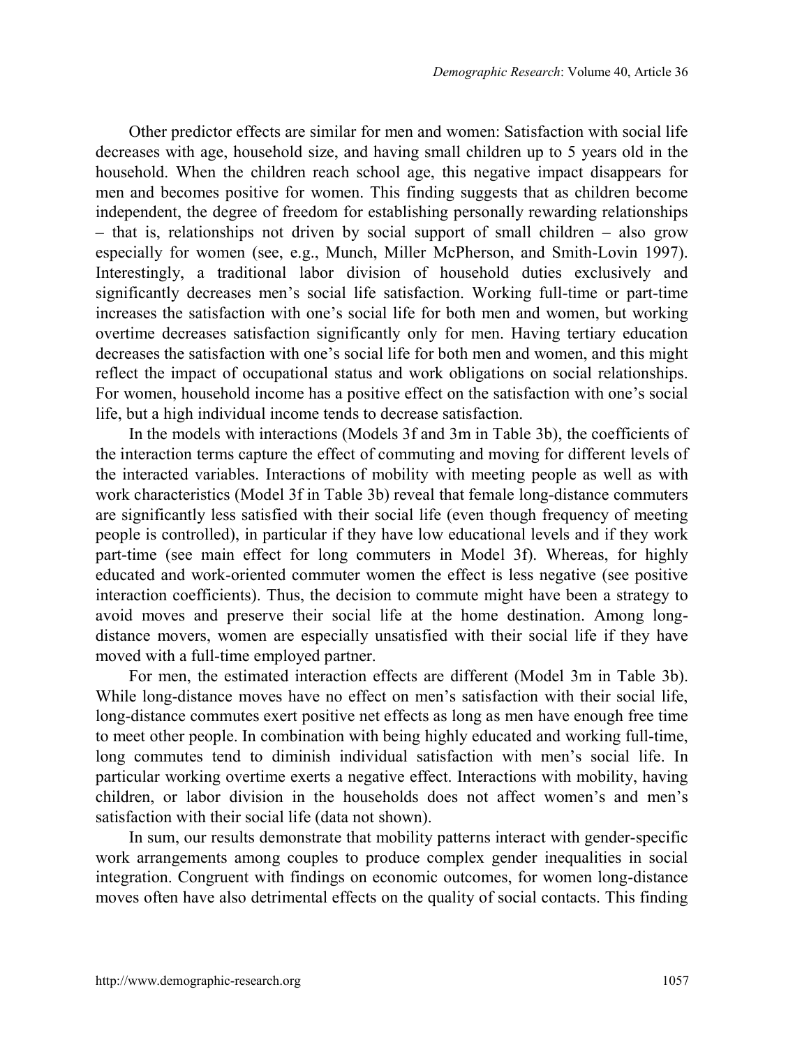Other predictor effects are similar for men and women: Satisfaction with social life decreases with age, household size, and having small children up to 5 years old in the household. When the children reach school age, this negative impact disappears for men and becomes positive for women. This finding suggests that as children become independent, the degree of freedom for establishing personally rewarding relationships – that is, relationships not driven by social support of small children – also grow especially for women (see, e.g., Munch, Miller McPherson, and Smith-Lovin 1997). Interestingly, a traditional labor division of household duties exclusively and significantly decreases men's social life satisfaction. Working full-time or part-time increases the satisfaction with one's social life for both men and women, but working overtime decreases satisfaction significantly only for men. Having tertiary education decreases the satisfaction with one's social life for both men and women, and this might reflect the impact of occupational status and work obligations on social relationships. For women, household income has a positive effect on the satisfaction with one's social life, but a high individual income tends to decrease satisfaction.

In the models with interactions (Models 3f and 3m in Table 3b), the coefficients of the interaction terms capture the effect of commuting and moving for different levels of the interacted variables. Interactions of mobility with meeting people as well as with work characteristics (Model 3f in Table 3b) reveal that female long-distance commuters are significantly less satisfied with their social life (even though frequency of meeting people is controlled), in particular if they have low educational levels and if they work part-time (see main effect for long commuters in Model 3f). Whereas, for highly educated and work-oriented commuter women the effect is less negative (see positive interaction coefficients). Thus, the decision to commute might have been a strategy to avoid moves and preserve their social life at the home destination. Among long-distance movers, women are especially unsatisfied with their social life if they have moved with a full-time employed partner.

For men, the estimated interaction effects are different (Model 3m in Table 3b). While long-distance moves have no effect on men's satisfaction with their social life, long-distance commutes exert positive net effects as long as men have enough free time to meet other people. In combination with being highly educated and working full-time, long commutes tend to diminish individual satisfaction with men's social life. In particular working overtime exerts a negative effect. Interactions with mobility, having children, or labor division in the households does not affect women's and men's satisfaction with their social life (data not shown).

In sum, our results demonstrate that mobility patterns interact with gender-specific work arrangements among couples to produce complex gender inequalities in social integration. Congruent with findings on economic outcomes, for women long-distance moves often have also detrimental effects on the quality of social contacts. This finding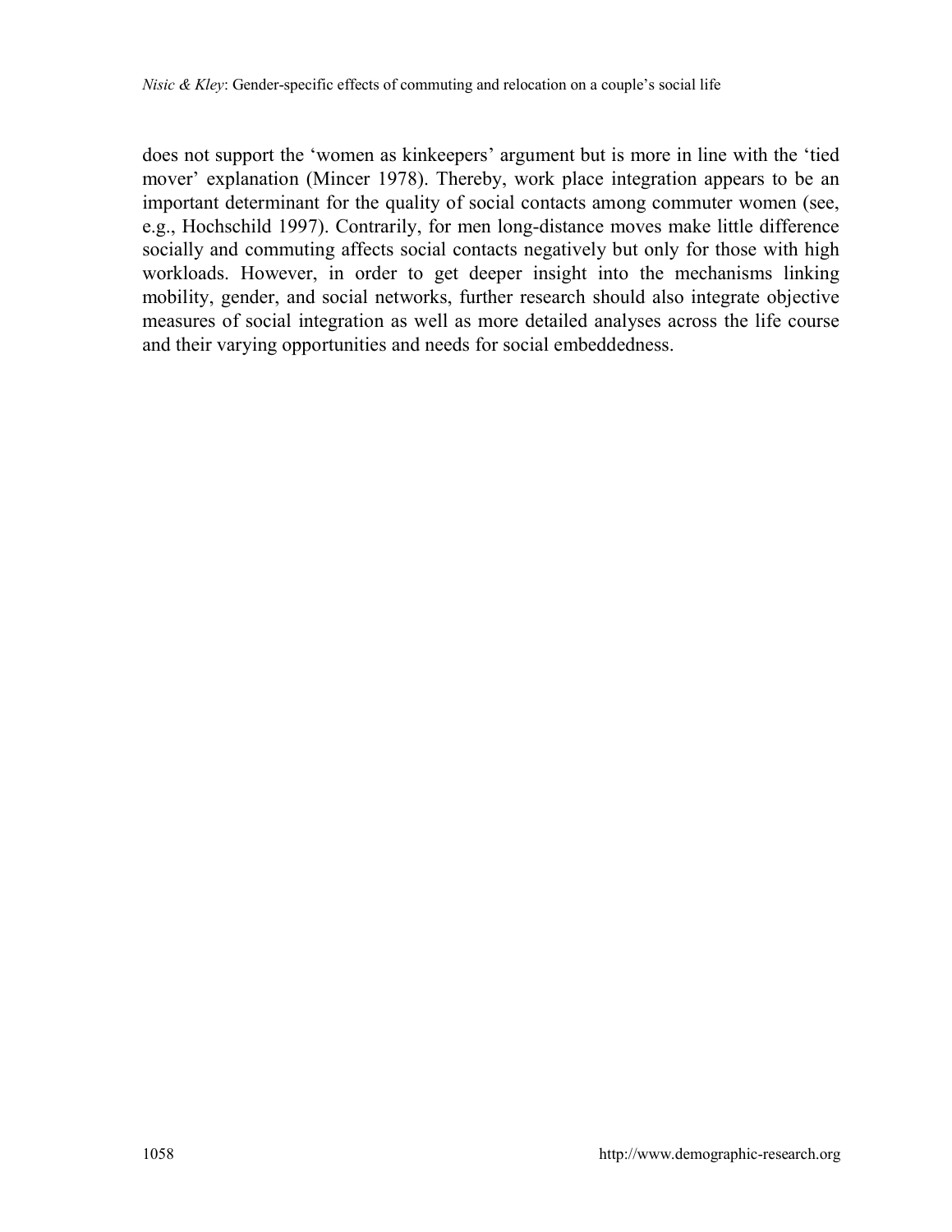does not support the ‘women as kinkeepers’ argument but is more in line with the ‘tied mover’ explanation (Mincer 1978). Thereby, work place integration appears to be an important determinant for the quality of social contacts among commuter women (see, e.g., Hochschild 1997). Contrarily, for men long-distance moves make little difference socially and commuting affects social contacts negatively but only for those with high workloads. However, in order to get deeper insight into the mechanisms linking mobility, gender, and social networks, further research should also integrate objective measures of social integration as well as more detailed analyses across the life course and their varying opportunities and needs for social embeddedness.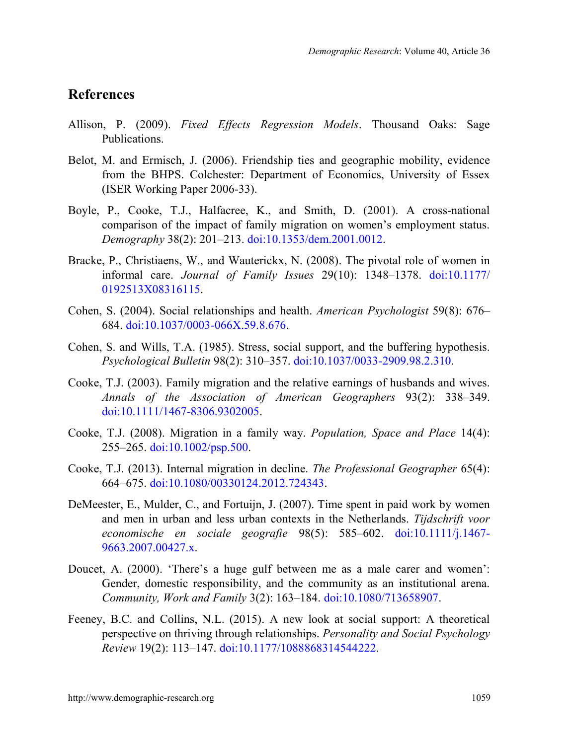## References

Allison, P. (2009). *Fixed Effects Regression Models*. Thousand Oaks: Sage Publications.

Belot, M. and Ermisch, J. (2006). Friendship ties and geographic mobility, evidence from the BHPS. Colchester: Department of Economics, University of Essex (ISER Working Paper 2006-33).

Boyle, P., Cooke, T.J., Halfacree, K., and Smith, D. (2001). A cross-national comparison of the impact of family migration on women's employment status. *Demography* 38(2): 201–213. doi:10.1353/dem.2001.0012.

Bracke, P., Christiaens, W., and Wauterickx, N. (2008). The pivotal role of women in informal care. *Journal of Family Issues* 29(10): 1348–1378. doi:10.1177/0192513X08316115.

Cohen, S. (2004). Social relationships and health. *American Psychologist* 59(8): 676–684. doi:10.1037/0003-066X.59.8.676.

Cohen, S. and Wills, T.A. (1985). Stress, social support, and the buffering hypothesis. *Psychological Bulletin* 98(2): 310–357. doi:10.1037/0033-2909.98.2.310.

Cooke, T.J. (2003). Family migration and the relative earnings of husbands and wives. *Annals of the Association of American Geographers* 93(2): 338–349. doi:10.1111/1467-8306.9302005.

Cooke, T.J. (2008). Migration in a family way. *Population, Space and Place* 14(4): 255–265. doi:10.1002/psp.500.

Cooke, T.J. (2013). Internal migration in decline. *The Professional Geographer* 65(4): 664–675. doi:10.1080/00330124.2012.724343.

DeMeester, E., Mulder, C., and Fortuijn, J. (2007). Time spent in paid work by women and men in urban and less urban contexts in the Netherlands. *Tijdschrift voor economische en sociale geografie* 98(5): 585–602. doi:10.1111/j.1467-9663.2007.00427.x.

Doucet, A. (2000). 'There's a huge gulf between me as a male carer and women': Gender, domestic responsibility, and the community as an institutional arena. *Community, Work and Family* 3(2): 163–184. doi:10.1080/713658907.

Feeney, B.C. and Collins, N.L. (2015). A new look at social support: A theoretical perspective on thriving through relationships. *Personality and Social Psychology Review* 19(2): 113–147. doi:10.1177/1088868314544222.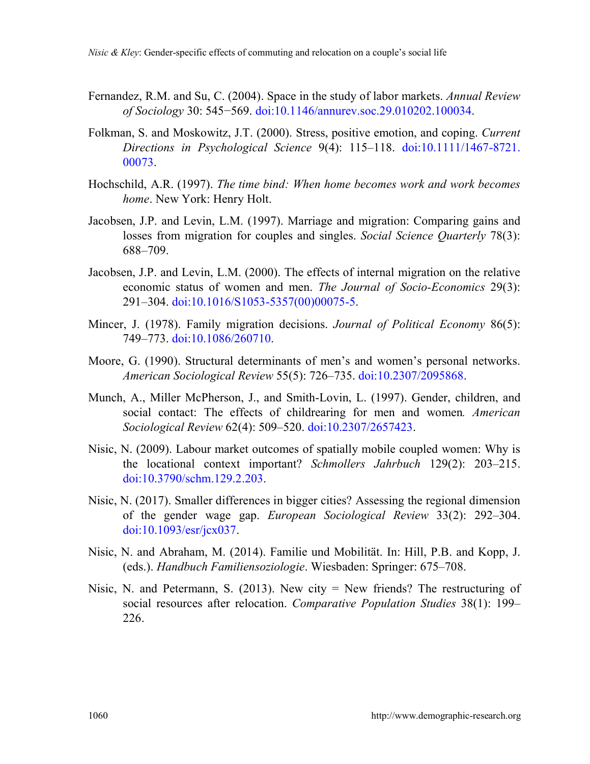Fernandez, R.M. and Su, C. (2004). Space in the study of labor markets. *Annual Review of Sociology* 30: 545−569. doi:10.1146/annurev.soc.29.010202.100034.

Folkman, S. and Moskowitz, J.T. (2000). Stress, positive emotion, and coping. *Current Directions in Psychological Science* 9(4): 115–118. doi:10.1111/1467-8721.00073.

Hochschild, A.R. (1997). *The time bind: When home becomes work and work becomes home*. New York: Henry Holt.

Jacobsen, J.P. and Levin, L.M. (1997). Marriage and migration: Comparing gains and losses from migration for couples and singles. *Social Science Quarterly* 78(3): 688–709.

Jacobsen, J.P. and Levin, L.M. (2000). The effects of internal migration on the relative economic status of women and men. *The Journal of Socio-Economics* 29(3): 291–304. doi:10.1016/S1053-5357(00)00075-5.

Mincer, J. (1978). Family migration decisions. *Journal of Political Economy* 86(5): 749–773. doi:10.1086/260710.

Moore, G. (1990). Structural determinants of men's and women's personal networks. *American Sociological Review* 55(5): 726–735. doi:10.2307/2095868.

Munch, A., Miller McPherson, J., and Smith-Lovin, L. (1997). Gender, children, and social contact: The effects of childrearing for men and women. *American Sociological Review* 62(4): 509–520. doi:10.2307/2657423.

Nisic, N. (2009). Labour market outcomes of spatially mobile coupled women: Why is the locational context important? *Schmollers Jahrbuch* 129(2): 203–215. doi:10.3790/schm.129.2.203.

Nisic, N. (2017). Smaller differences in bigger cities? Assessing the regional dimension of the gender wage gap. *European Sociological Review* 33(2): 292–304. doi:10.1093/esr/jcx037.

Nisic, N. and Abraham, M. (2014). Familie und Mobilität. In: Hill, P.B. and Kopp, J. (eds.). *Handbuch Familiensoziologie*. Wiesbaden: Springer: 675–708.

Nisic, N. and Petermann, S. (2013). New city = New friends? The restructuring of social resources after relocation. *Comparative Population Studies* 38(1): 199–226.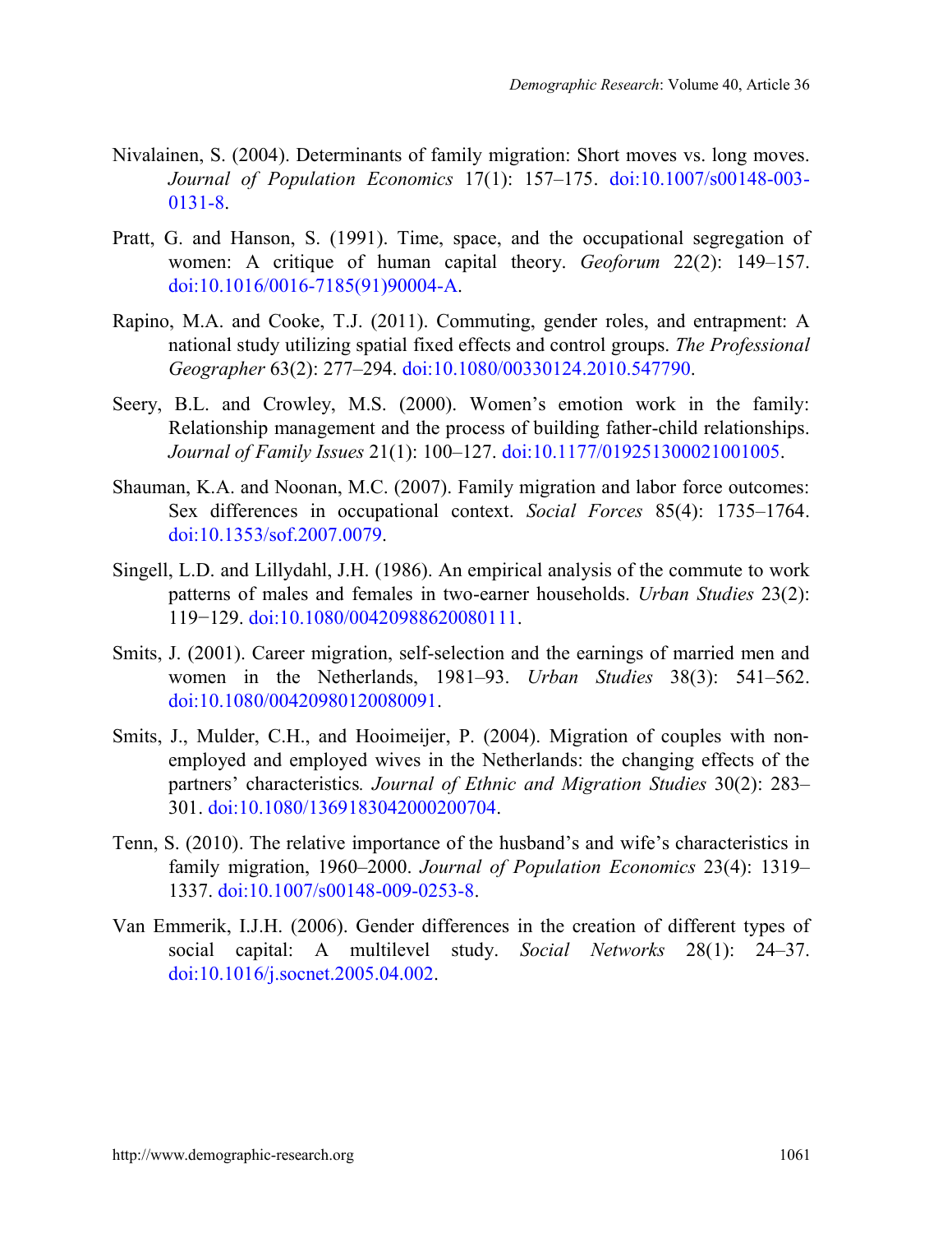Nivalainen, S. (2004). Determinants of family migration: Short moves vs. long moves. *Journal of Population Economics* 17(1): 157–175. doi:10.1007/s00148-003-0131-8.

Pratt, G. and Hanson, S. (1991). Time, space, and the occupational segregation of women: A critique of human capital theory. *Geoforum* 22(2): 149–157. doi:10.1016/0016-7185(91)90004-A.

Rapino, M.A. and Cooke, T.J. (2011). Commuting, gender roles, and entrapment: A national study utilizing spatial fixed effects and control groups. *The Professional Geographer* 63(2): 277–294. doi:10.1080/00330124.2010.547790.

Seery, B.L. and Crowley, M.S. (2000). Women's emotion work in the family: Relationship management and the process of building father-child relationships. *Journal of Family Issues* 21(1): 100–127. doi:10.1177/019251300021001005.

Shauman, K.A. and Noonan, M.C. (2007). Family migration and labor force outcomes: Sex differences in occupational context. *Social Forces* 85(4): 1735–1764. doi:10.1353/sof.2007.0079.

Singell, L.D. and Lillydahl, J.H. (1986). An empirical analysis of the commute to work patterns of males and females in two-earner households. *Urban Studies* 23(2): 119−129. doi:10.1080/00420988620080111.

Smits, J. (2001). Career migration, self-selection and the earnings of married men and women in the Netherlands, 1981–93. *Urban Studies* 38(3): 541–562. doi:10.1080/00420980120080091.

Smits, J., Mulder, C.H., and Hooimeijer, P. (2004). Migration of couples with non-employed and employed wives in the Netherlands: the changing effects of the partners' characteristics. *Journal of Ethnic and Migration Studies* 30(2): 283–301. doi:10.1080/1369183042000200704.

Tenn, S. (2010). The relative importance of the husband's and wife's characteristics in family migration, 1960–2000. *Journal of Population Economics* 23(4): 1319–1337. doi:10.1007/s00148-009-0253-8.

Van Emmerik, I.J.H. (2006). Gender differences in the creation of different types of social capital: A multilevel study. *Social Networks* 28(1): 24–37. doi:10.1016/j.socnet.2005.04.002.